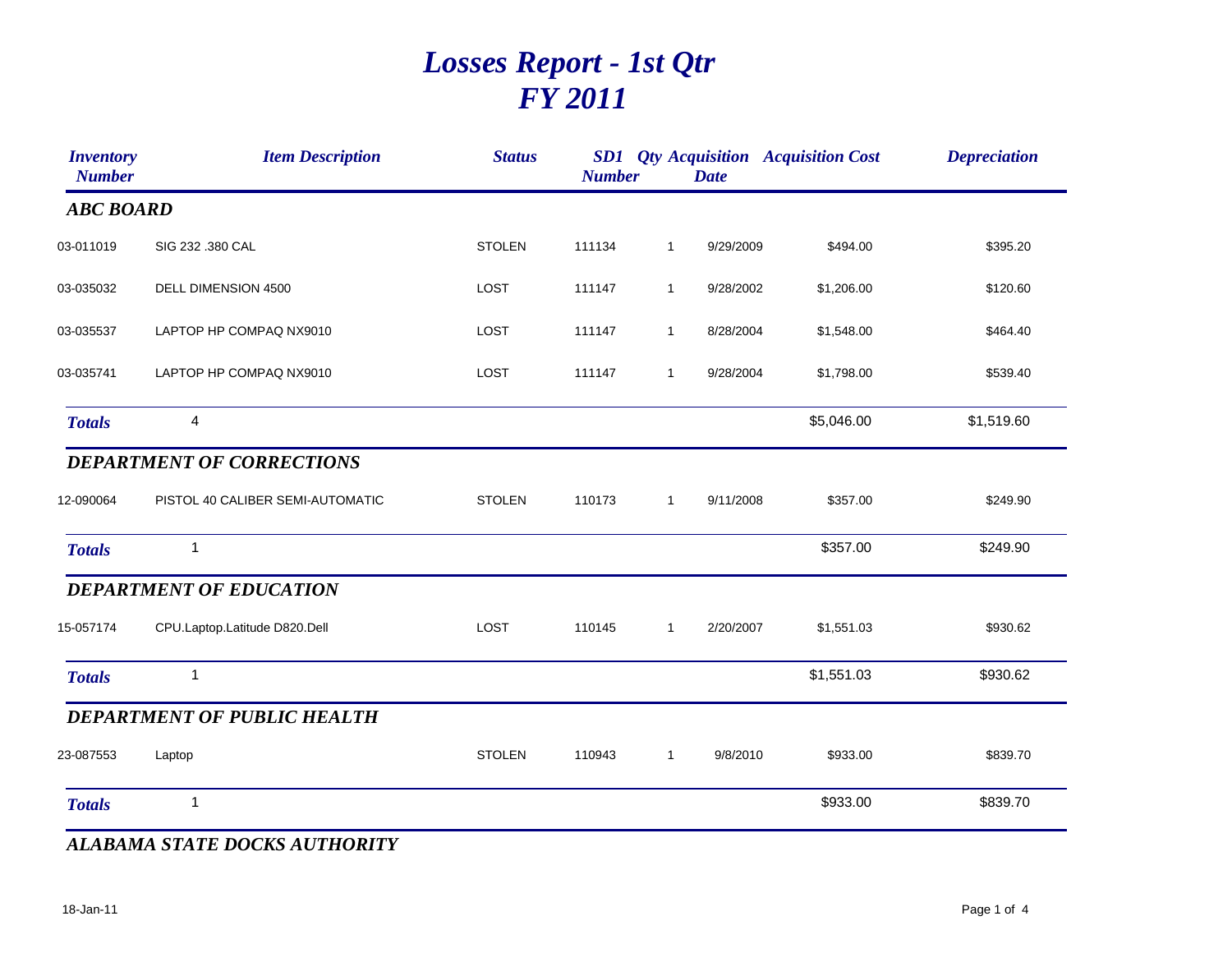# Losses Report - 1st Qtr
# FY 2011

| Inventory Number | Item Description | Status | SD1 Number | Qty | Acquisition Date | Acquisition Cost | Depreciation |
|---|---|---|---|---|---|---|---|
| **ABC BOARD** | | | | | | | |
| 03-011019 | SIG 232 .380 CAL | STOLEN | 111134 | 1 | 9/29/2009 | $494.00 | $395.20 |
| 03-035032 | DELL DIMENSION 4500 | LOST | 111147 | 1 | 9/28/2002 | $1,206.00 | $120.60 |
| 03-035537 | LAPTOP HP COMPAQ NX9010 | LOST | 111147 | 1 | 8/28/2004 | $1,548.00 | $464.40 |
| 03-035741 | LAPTOP HP COMPAQ NX9010 | LOST | 111147 | 1 | 9/28/2004 | $1,798.00 | $539.40 |
| **Totals** | 4 | | | | | $5,046.00 | $1,519.60 |
| **DEPARTMENT OF CORRECTIONS** | | | | | | | |
| 12-090064 | PISTOL 40 CALIBER SEMI-AUTOMATIC | STOLEN | 110173 | 1 | 9/11/2008 | $357.00 | $249.90 |
| **Totals** | 1 | | | | | $357.00 | $249.90 |
| **DEPARTMENT OF EDUCATION** | | | | | | | |
| 15-057174 | CPU.Laptop.Latitude D820.Dell | LOST | 110145 | 1 | 2/20/2007 | $1,551.03 | $930.62 |
| **Totals** | 1 | | | | | $1,551.03 | $930.62 |
| **DEPARTMENT OF PUBLIC HEALTH** | | | | | | | |
| 23-087553 | Laptop | STOLEN | 110943 | 1 | 9/8/2010 | $933.00 | $839.70 |
| **Totals** | 1 | | | | | $933.00 | $839.70 |
| **ALABAMA STATE DOCKS AUTHORITY** | | | | | | | |

18-Jan-11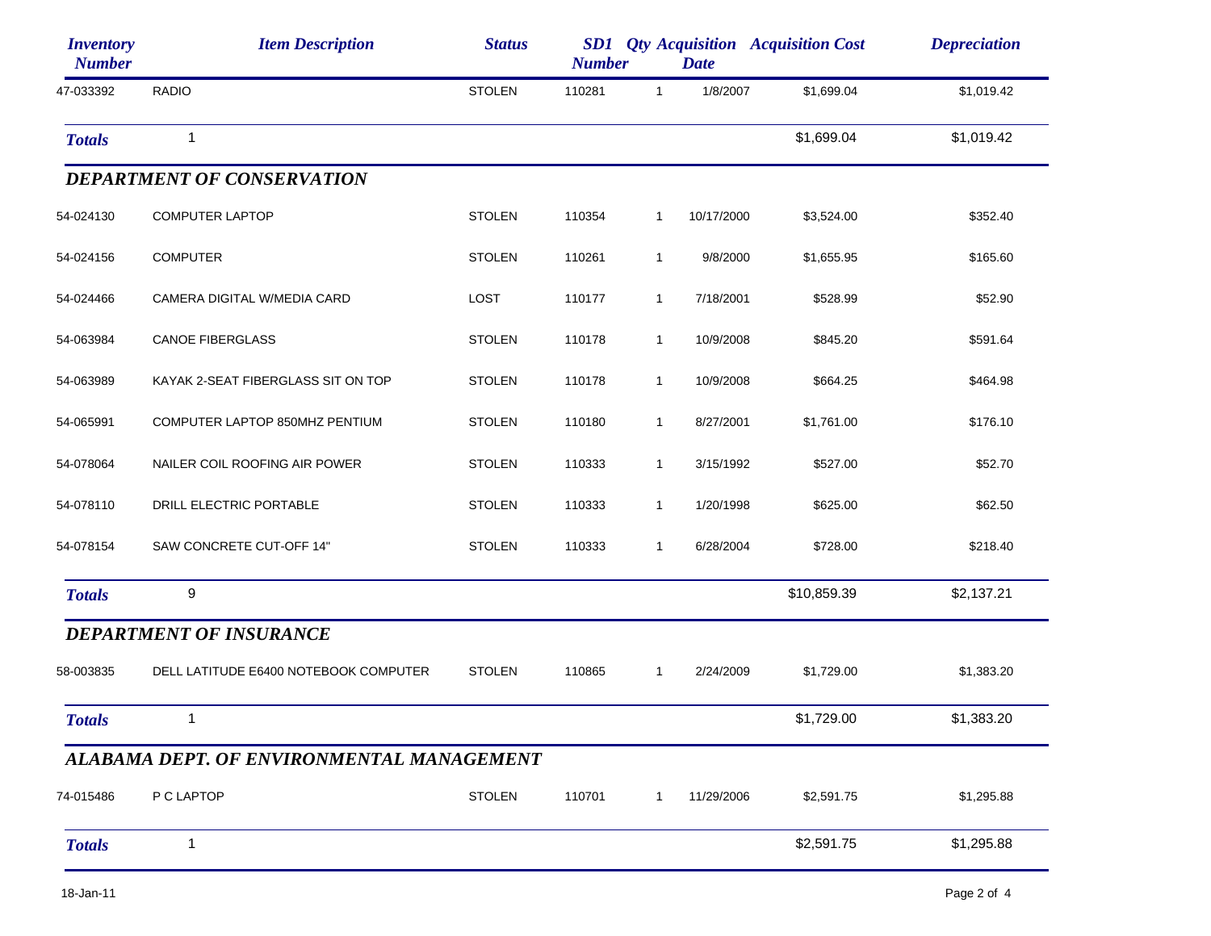| Inventory Number | Item Description | Status | SD1 Number | Qty | Acquisition Date | Acquisition Cost | Depreciation |
|---|---|---|---|---|---|---|---|
| 47-033392 | RADIO | STOLEN | 110281 | 1 | 1/8/2007 | $1,699.04 | $1,019.42 |
| **Totals** | 1 | | | | | $1,699.04 | $1,019.42 |

### DEPARTMENT OF CONSERVATION

| Inventory Number | Item Description | Status | SD1 Number | Qty | Acquisition Date | Acquisition Cost | Depreciation |
|---|---|---|---|---|---|---|---|
| 54-024130 | COMPUTER LAPTOP | STOLEN | 110354 | 1 | 10/17/2000 | $3,524.00 | $352.40 |
| 54-024156 | COMPUTER | STOLEN | 110261 | 1 | 9/8/2000 | $1,655.95 | $165.60 |
| 54-024466 | CAMERA DIGITAL W/MEDIA CARD | LOST | 110177 | 1 | 7/18/2001 | $528.99 | $52.90 |
| 54-063984 | CANOE FIBERGLASS | STOLEN | 110178 | 1 | 10/9/2008 | $845.20 | $591.64 |
| 54-063989 | KAYAK 2-SEAT FIBERGLASS SIT ON TOP | STOLEN | 110178 | 1 | 10/9/2008 | $664.25 | $464.98 |
| 54-065991 | COMPUTER LAPTOP 850MHZ PENTIUM | STOLEN | 110180 | 1 | 8/27/2001 | $1,761.00 | $176.10 |
| 54-078064 | NAILER COIL ROOFING AIR POWER | STOLEN | 110333 | 1 | 3/15/1992 | $527.00 | $52.70 |
| 54-078110 | DRILL ELECTRIC PORTABLE | STOLEN | 110333 | 1 | 1/20/1998 | $625.00 | $62.50 |
| 54-078154 | SAW CONCRETE CUT-OFF 14" | STOLEN | 110333 | 1 | 6/28/2004 | $728.00 | $218.40 |
| **Totals** | 9 | | | | | $10,859.39 | $2,137.21 |

### DEPARTMENT OF INSURANCE

| Inventory Number | Item Description | Status | SD1 Number | Qty | Acquisition Date | Acquisition Cost | Depreciation |
|---|---|---|---|---|---|---|---|
| 58-003835 | DELL LATITUDE E6400 NOTEBOOK COMPUTER | STOLEN | 110865 | 1 | 2/24/2009 | $1,729.00 | $1,383.20 |
| **Totals** | 1 | | | | | $1,729.00 | $1,383.20 |

### ALABAMA DEPT. OF ENVIRONMENTAL MANAGEMENT

| Inventory Number | Item Description | Status | SD1 Number | Qty | Acquisition Date | Acquisition Cost | Depreciation |
|---|---|---|---|---|---|---|---|
| 74-015486 | P C LAPTOP | STOLEN | 110701 | 1 | 11/29/2006 | $2,591.75 | $1,295.88 |
| **Totals** | 1 | | | | | $2,591.75 | $1,295.88 |

18-Jan-11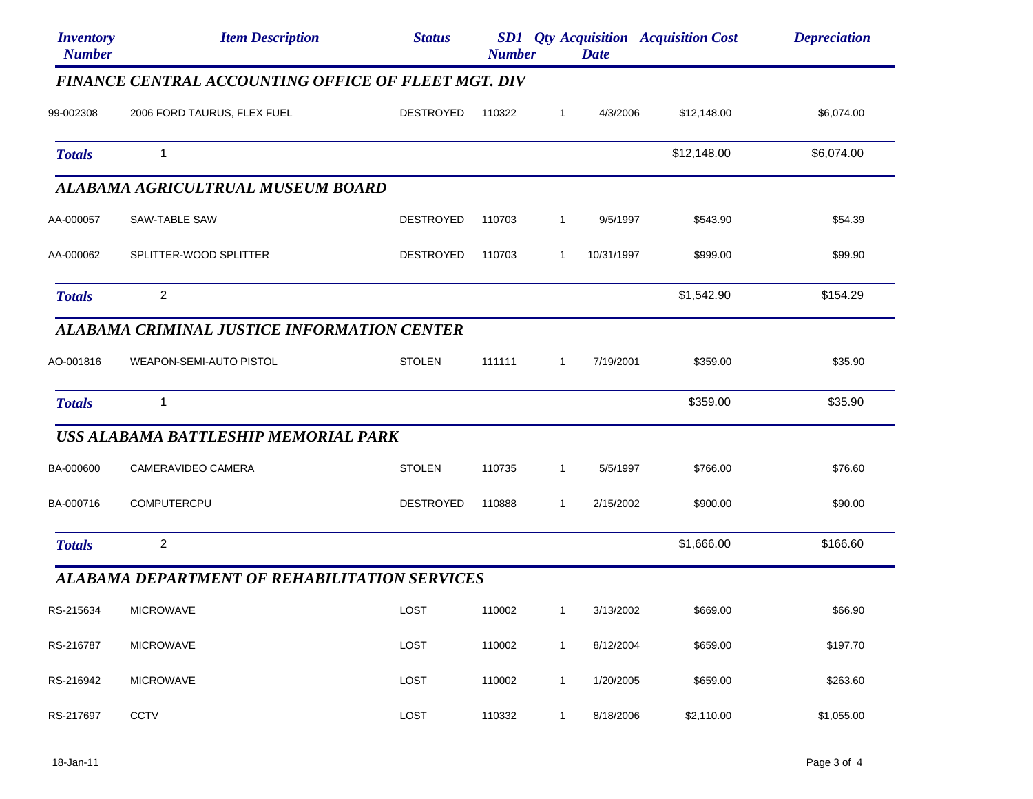| Inventory Number | Item Description | Status | SD1 Number | Qty | Acquisition Date | Acquisition Cost | Depreciation |
|---|---|---|---|---|---|---|---|
| ***FINANCE CENTRAL ACCOUNTING OFFICE OF FLEET MGT. DIV*** | | | | | | | |
| 99-002308 | 2006 FORD TAURUS, FLEX FUEL | DESTROYED | 110322 | 1 | 4/3/2006 | $12,148.00 | $6,074.00 |
| ***Totals*** | 1 | | | | | $12,148.00 | $6,074.00 |
| ***ALABAMA AGRICULTRUAL MUSEUM BOARD*** | | | | | | | |
| AA-000057 | SAW-TABLE SAW | DESTROYED | 110703 | 1 | 9/5/1997 | $543.90 | $54.39 |
| AA-000062 | SPLITTER-WOOD SPLITTER | DESTROYED | 110703 | 1 | 10/31/1997 | $999.00 | $99.90 |
| ***Totals*** | 2 | | | | | $1,542.90 | $154.29 |
| ***ALABAMA CRIMINAL JUSTICE INFORMATION CENTER*** | | | | | | | |
| AO-001816 | WEAPON-SEMI-AUTO PISTOL | STOLEN | 111111 | 1 | 7/19/2001 | $359.00 | $35.90 |
| ***Totals*** | 1 | | | | | $359.00 | $35.90 |
| ***USS ALABAMA BATTLESHIP MEMORIAL PARK*** | | | | | | | |
| BA-000600 | CAMERAVIDEO CAMERA | STOLEN | 110735 | 1 | 5/5/1997 | $766.00 | $76.60 |
| BA-000716 | COMPUTERCPU | DESTROYED | 110888 | 1 | 2/15/2002 | $900.00 | $90.00 |
| ***Totals*** | 2 | | | | | $1,666.00 | $166.60 |
| ***ALABAMA DEPARTMENT OF REHABILITATION SERVICES*** | | | | | | | |
| RS-215634 | MICROWAVE | LOST | 110002 | 1 | 3/13/2002 | $669.00 | $66.90 |
| RS-216787 | MICROWAVE | LOST | 110002 | 1 | 8/12/2004 | $659.00 | $197.70 |
| RS-216942 | MICROWAVE | LOST | 110002 | 1 | 1/20/2005 | $659.00 | $263.60 |
| RS-217697 | CCTV | LOST | 110332 | 1 | 8/18/2006 | $2,110.00 | $1,055.00 |

18-Jan-11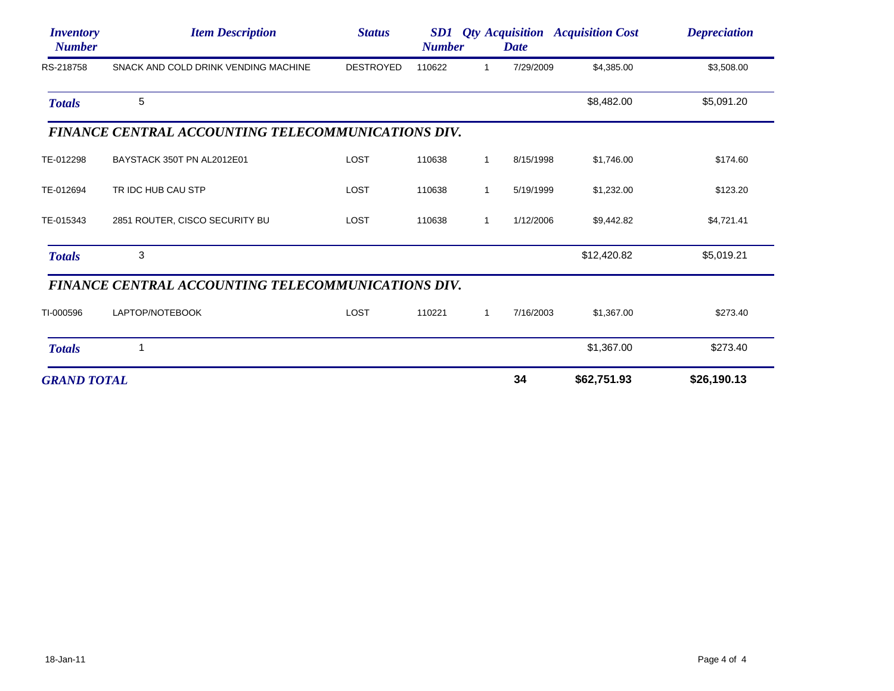| *Inventory Number* | *Item Description* | *Status* | *SD1 Number* | *Qty* | *Acquisition Date* | *Acquisition Cost* | *Depreciation* |
|---|---|---|---|---|---|---|---|
| RS-218758 | SNACK AND COLD DRINK VENDING MACHINE | DESTROYED | 110622 | 1 | 7/29/2009 | $4,385.00 | $3,508.00 |
| ***Totals*** | 5 | | | | | $8,482.00 | $5,091.20 |

### *FINANCE CENTRAL ACCOUNTING TELECOMMUNICATIONS DIV.*

| *Inventory Number* | *Item Description* | *Status* | *SD1 Number* | *Qty* | *Acquisition Date* | *Acquisition Cost* | *Depreciation* |
|---|---|---|---|---|---|---|---|
| TE-012298 | BAYSTACK 350T PN AL2012E01 | LOST | 110638 | 1 | 8/15/1998 | $1,746.00 | $174.60 |
| TE-012694 | TR IDC HUB CAU STP | LOST | 110638 | 1 | 5/19/1999 | $1,232.00 | $123.20 |
| TE-015343 | 2851 ROUTER, CISCO SECURITY BU | LOST | 110638 | 1 | 1/12/2006 | $9,442.82 | $4,721.41 |
| ***Totals*** | 3 | | | | | $12,420.82 | $5,019.21 |

### *FINANCE CENTRAL ACCOUNTING TELECOMMUNICATIONS DIV.*

| *Inventory Number* | *Item Description* | *Status* | *SD1 Number* | *Qty* | *Acquisition Date* | *Acquisition Cost* | *Depreciation* |
|---|---|---|---|---|---|---|---|
| TI-000596 | LAPTOP/NOTEBOOK | LOST | 110221 | 1 | 7/16/2003 | $1,367.00 | $273.40 |
| ***Totals*** | 1 | | | | | $1,367.00 | $273.40 |
| ***GRAND TOTAL*** | | | | | **34** | **$62,751.93** | **$26,190.13** |

18-Jan-11